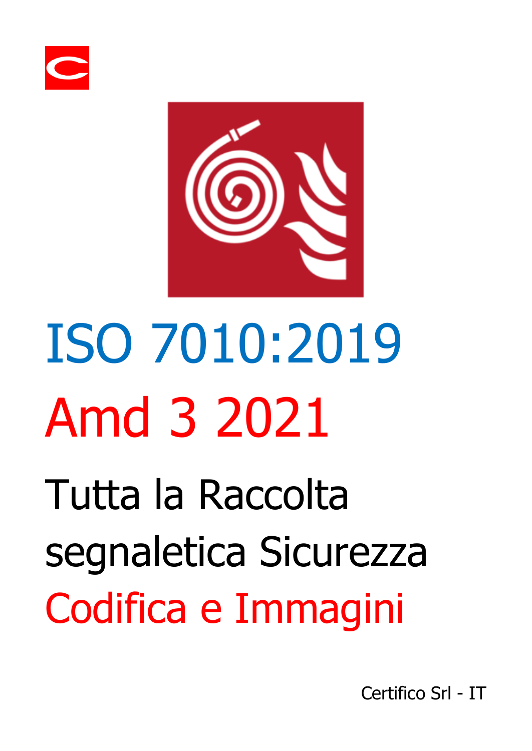# ISO 7010:2019

# Amd 3 2021

## Tutta la Raccolta segnaletica Sicurezza

## Codifica e Immagini

Certifico Srl - IT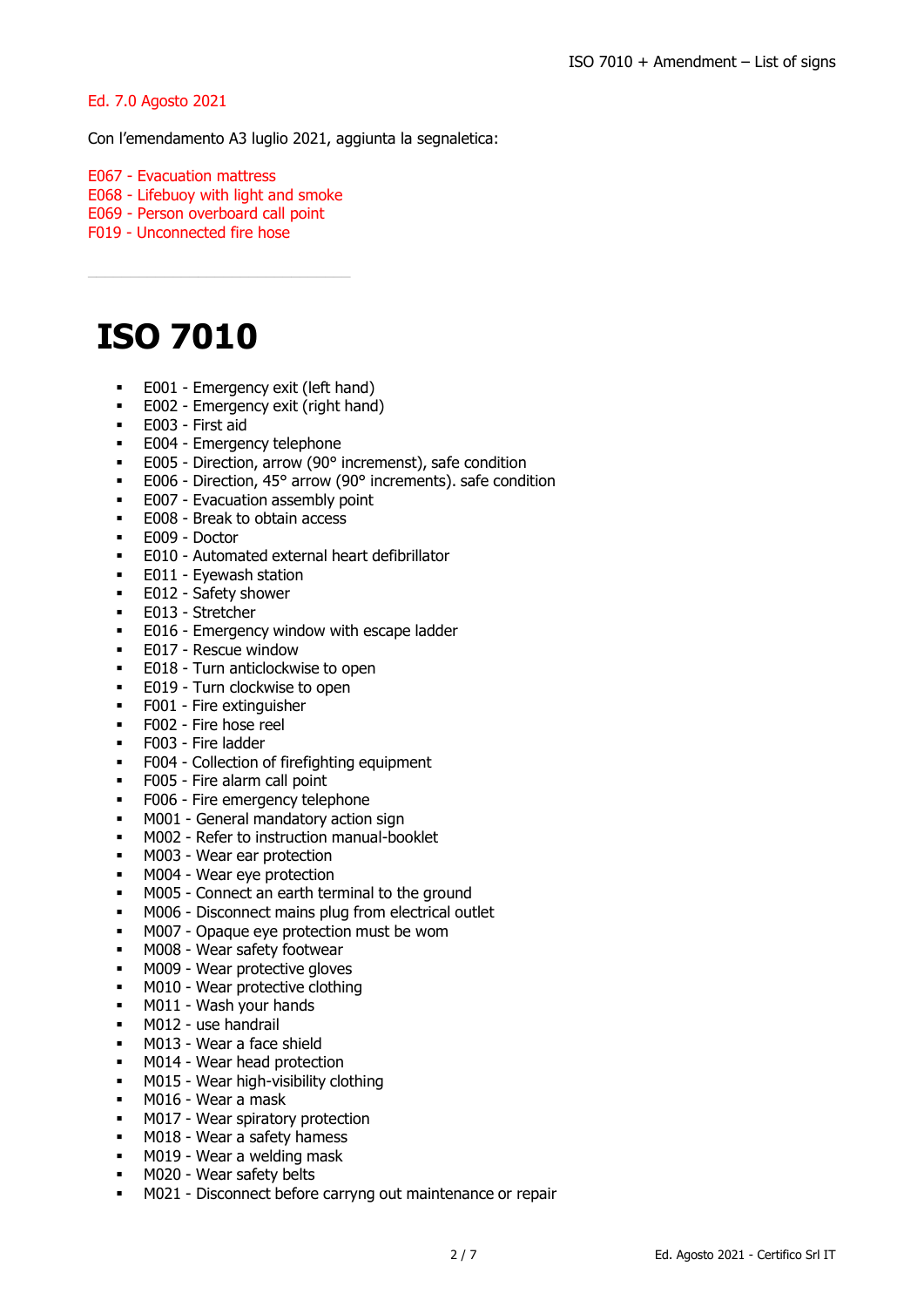Ed. 7.0 Agosto 2021

Con l'emendamento A3 luglio 2021, aggiunta la segnaletica:

E067 - Evacuation mattress
E068 - Lifebuoy with light and smoke
E069 - Person overboard call point
F019 - Unconnected fire hose

---

# ISO 7010

- E001 - Emergency exit (left hand)
- E002 - Emergency exit (right hand)
- E003 - First aid
- E004 - Emergency telephone
- E005 - Direction, arrow (90° incremenst), safe condition
- E006 - Direction, 45° arrow (90° increments). safe condition
- E007 - Evacuation assembly point
- E008 - Break to obtain access
- E009 - Doctor
- E010 - Automated external heart defibrillator
- E011 - Eyewash station
- E012 - Safety shower
- E013 - Stretcher
- E016 - Emergency window with escape ladder
- E017 - Rescue window
- E018 - Turn anticlockwise to open
- E019 - Turn clockwise to open
- F001 - Fire extinguisher
- F002 - Fire hose reel
- F003 - Fire ladder
- F004 - Collection of firefighting equipment
- F005 - Fire alarm call point
- F006 - Fire emergency telephone
- M001 - General mandatory action sign
- M002 - Refer to instruction manual-booklet
- M003 - Wear ear protection
- M004 - Wear eye protection
- M005 - Connect an earth terminal to the ground
- M006 - Disconnect mains plug from electrical outlet
- M007 - Opaque eye protection must be wom
- M008 - Wear safety footwear
- M009 - Wear protective gloves
- M010 - Wear protective clothing
- M011 - Wash your hands
- M012 - use handrail
- M013 - Wear a face shield
- M014 - Wear head protection
- M015 - Wear high-visibility clothing
- M016 - Wear a mask
- M017 - Wear spiratory protection
- M018 - Wear a safety hamess
- M019 - Wear a welding mask
- M020 - Wear safety belts
- M021 - Disconnect before carryng out maintenance or repair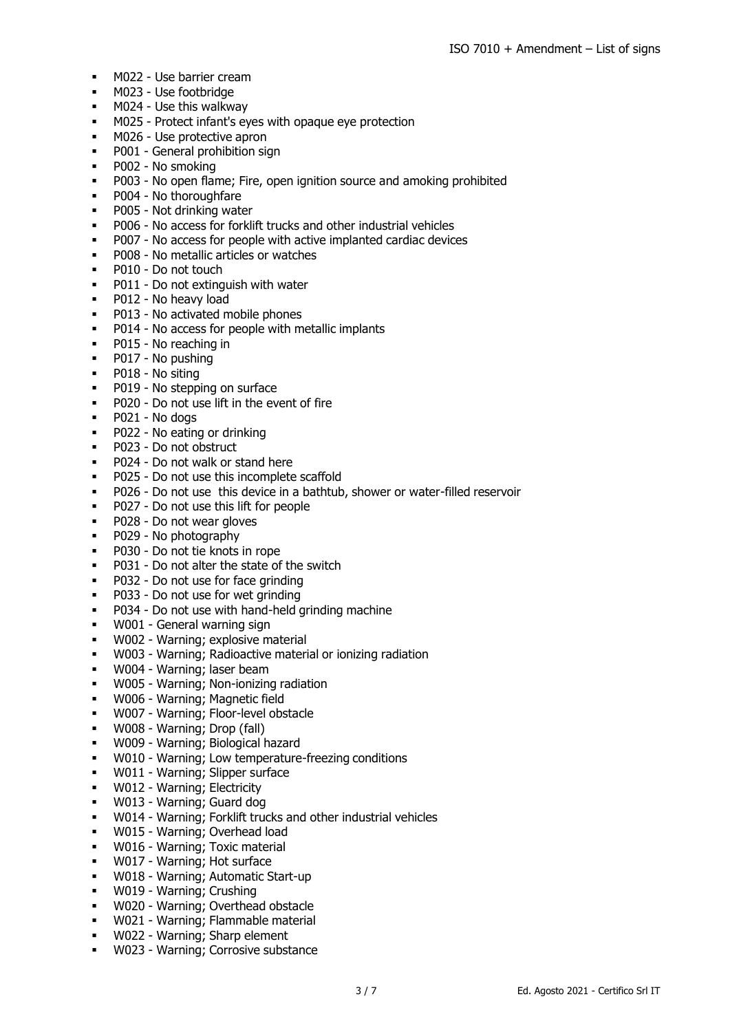- M022 - Use barrier cream
- M023 - Use footbridge
- M024 - Use this walkway
- M025 - Protect infant's eyes with opaque eye protection
- M026 - Use protective apron
- P001 - General prohibition sign
- P002 - No smoking
- P003 - No open flame; Fire, open ignition source and amoking prohibited
- P004 - No thoroughfare
- P005 - Not drinking water
- P006 - No access for forklift trucks and other industrial vehicles
- P007 - No access for people with active implanted cardiac devices
- P008 - No metallic articles or watches
- P010 - Do not touch
- P011 - Do not extinguish with water
- P012 - No heavy load
- P013 - No activated mobile phones
- P014 - No access for people with metallic implants
- P015 - No reaching in
- P017 - No pushing
- P018 - No siting
- P019 - No stepping on surface
- P020 - Do not use lift in the event of fire
- P021 - No dogs
- P022 - No eating or drinking
- P023 - Do not obstruct
- P024 - Do not walk or stand here
- P025 - Do not use this incomplete scaffold
- P026 - Do not use this device in a bathtub, shower or water-filled reservoir
- P027 - Do not use this lift for people
- P028 - Do not wear gloves
- P029 - No photography
- P030 - Do not tie knots in rope
- P031 - Do not alter the state of the switch
- P032 - Do not use for face grinding
- P033 - Do not use for wet grinding
- P034 - Do not use with hand-held grinding machine
- W001 - General warning sign
- W002 - Warning; explosive material
- W003 - Warning; Radioactive material or ionizing radiation
- W004 - Warning; laser beam
- W005 - Warning; Non-ionizing radiation
- W006 - Warning; Magnetic field
- W007 - Warning; Floor-level obstacle
- W008 - Warning; Drop (fall)
- W009 - Warning; Biological hazard
- W010 - Warning; Low temperature-freezing conditions
- W011 - Warning; Slipper surface
- W012 - Warning; Electricity
- W013 - Warning; Guard dog
- W014 - Warning; Forklift trucks and other industrial vehicles
- W015 - Warning; Overhead load
- W016 - Warning; Toxic material
- W017 - Warning; Hot surface
- W018 - Warning; Automatic Start-up
- W019 - Warning; Crushing
- W020 - Warning; Overthead obstacle
- W021 - Warning; Flammable material
- W022 - Warning; Sharp element
- W023 - Warning; Corrosive substance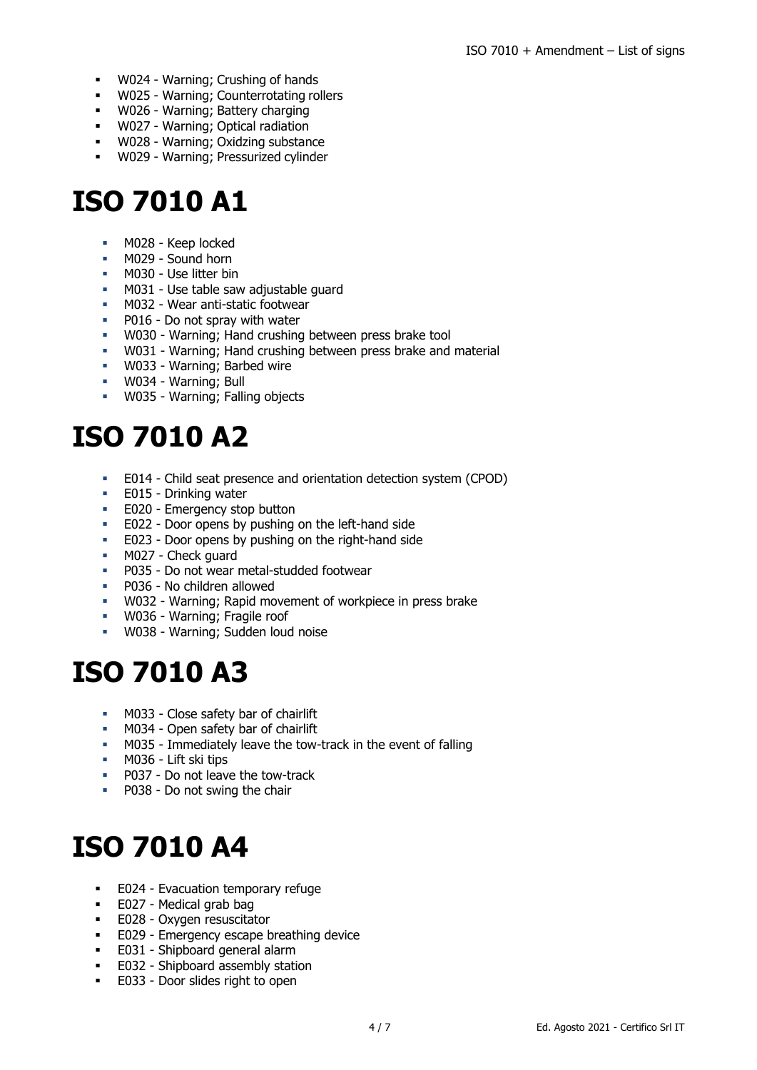- W024 - Warning; Crushing of hands
- W025 - Warning; Counterrotating rollers
- W026 - Warning; Battery charging
- W027 - Warning; Optical radiation
- W028 - Warning; Oxidzing substance
- W029 - Warning; Pressurized cylinder

# ISO 7010 A1

- M028 - Keep locked
- M029 - Sound horn
- M030 - Use litter bin
- M031 - Use table saw adjustable guard
- M032 - Wear anti-static footwear
- P016 - Do not spray with water
- W030 - Warning; Hand crushing between press brake tool
- W031 - Warning; Hand crushing between press brake and material
- W033 - Warning; Barbed wire
- W034 - Warning; Bull
- W035 - Warning; Falling objects

# ISO 7010 A2

- E014 - Child seat presence and orientation detection system (CPOD)
- E015 - Drinking water
- E020 - Emergency stop button
- E022 - Door opens by pushing on the left-hand side
- E023 - Door opens by pushing on the right-hand side
- M027 - Check guard
- P035 - Do not wear metal-studded footwear
- P036 - No children allowed
- W032 - Warning; Rapid movement of workpiece in press brake
- W036 - Warning; Fragile roof
- W038 - Warning; Sudden loud noise

# ISO 7010 A3

- M033 - Close safety bar of chairlift
- M034 - Open safety bar of chairlift
- M035 - Immediately leave the tow-track in the event of falling
- M036 - Lift ski tips
- P037 - Do not leave the tow-track
- P038 - Do not swing the chair

# ISO 7010 A4

- E024 - Evacuation temporary refuge
- E027 - Medical grab bag
- E028 - Oxygen resuscitator
- E029 - Emergency escape breathing device
- E031 - Shipboard general alarm
- E032 - Shipboard assembly station
- E033 - Door slides right to open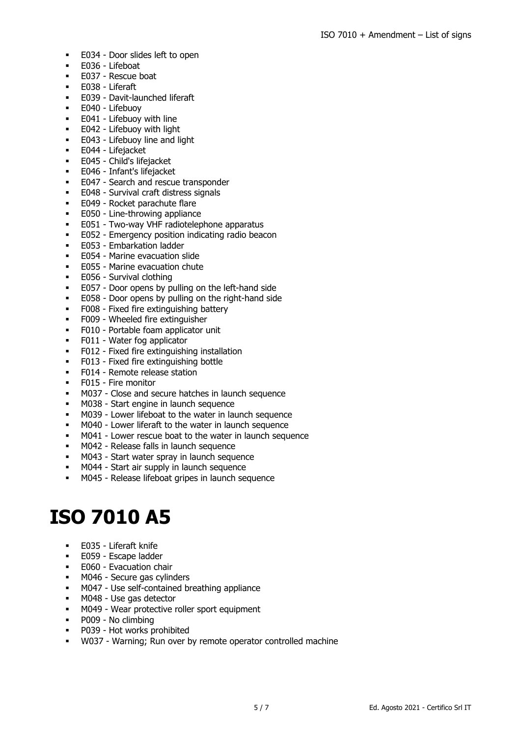- E034 - Door slides left to open
- E036 - Lifeboat
- E037 - Rescue boat
- E038 - Liferaft
- E039 - Davit-launched liferaft
- E040 - Lifebuoy
- E041 - Lifebuoy with line
- E042 - Lifebuoy with light
- E043 - Lifebuoy line and light
- E044 - Lifejacket
- E045 - Child's lifejacket
- E046 - Infant's lifejacket
- E047 - Search and rescue transponder
- E048 - Survival craft distress signals
- E049 - Rocket parachute flare
- E050 - Line-throwing appliance
- E051 - Two-way VHF radiotelephone apparatus
- E052 - Emergency position indicating radio beacon
- E053 - Embarkation ladder
- E054 - Marine evacuation slide
- E055 - Marine evacuation chute
- E056 - Survival clothing
- E057 - Door opens by pulling on the left-hand side
- E058 - Door opens by pulling on the right-hand side
- F008 - Fixed fire extinguishing battery
- F009 - Wheeled fire extinguisher
- F010 - Portable foam applicator unit
- F011 - Water fog applicator
- F012 - Fixed fire extinguishing installation
- F013 - Fixed fire extinguishing bottle
- F014 - Remote release station
- F015 - Fire monitor
- M037 - Close and secure hatches in launch sequence
- M038 - Start engine in launch sequence
- M039 - Lower lifeboat to the water in launch sequence
- M040 - Lower liferaft to the water in launch sequence
- M041 - Lower rescue boat to the water in launch sequence
- M042 - Release falls in launch sequence
- M043 - Start water spray in launch sequence
- M044 - Start air supply in launch sequence
- M045 - Release lifeboat gripes in launch sequence

# ISO 7010 A5

- E035 - Liferaft knife
- E059 - Escape ladder
- E060 - Evacuation chair
- M046 - Secure gas cylinders
- M047 - Use self-contained breathing appliance
- M048 - Use gas detector
- M049 - Wear protective roller sport equipment
- P009 - No climbing
- P039 - Hot works prohibited
- W037 - Warning; Run over by remote operator controlled machine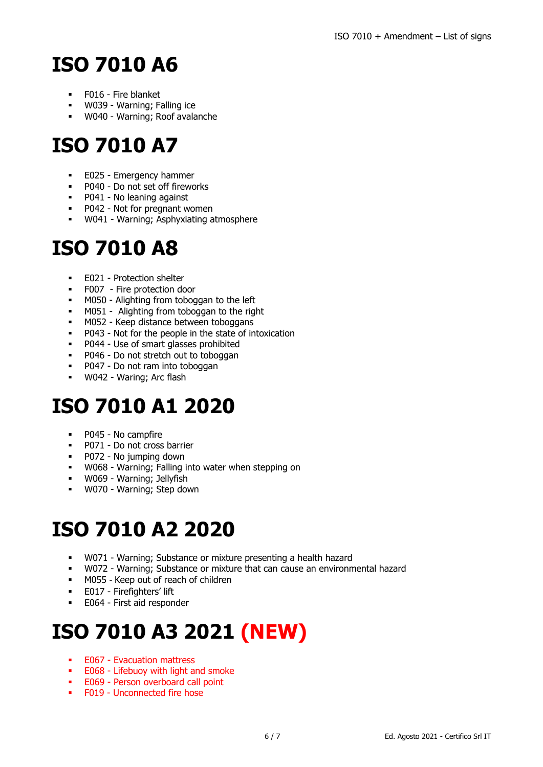# ISO 7010 A6

- F016 - Fire blanket
- W039 - Warning; Falling ice
- W040 - Warning; Roof avalanche

# ISO 7010 A7

- E025 - Emergency hammer
- P040 - Do not set off fireworks
- P041 - No leaning against
- P042 - Not for pregnant women
- W041 - Warning; Asphyxiating atmosphere

# ISO 7010 A8

- E021 - Protection shelter
- F007 - Fire protection door
- M050 - Alighting from toboggan to the left
- M051 - Alighting from toboggan to the right
- M052 - Keep distance between toboggans
- P043 - Not for the people in the state of intoxication
- P044 - Use of smart glasses prohibited
- P046 - Do not stretch out to toboggan
- P047 - Do not ram into toboggan
- W042 - Waring; Arc flash

# ISO 7010 A1 2020

- P045 - No campfire
- P071 - Do not cross barrier
- P072 - No jumping down
- W068 - Warning; Falling into water when stepping on
- W069 - Warning; Jellyfish
- W070 - Warning; Step down

# ISO 7010 A2 2020

- W071 - Warning; Substance or mixture presenting a health hazard
- W072 - Warning; Substance or mixture that can cause an environmental hazard
- M055 - Keep out of reach of children
- E017 - Firefighters' lift
- E064 - First aid responder

# ISO 7010 A3 2021 (NEW)

- E067 - Evacuation mattress
- E068 - Lifebuoy with light and smoke
- E069 - Person overboard call point
- F019 - Unconnected fire hose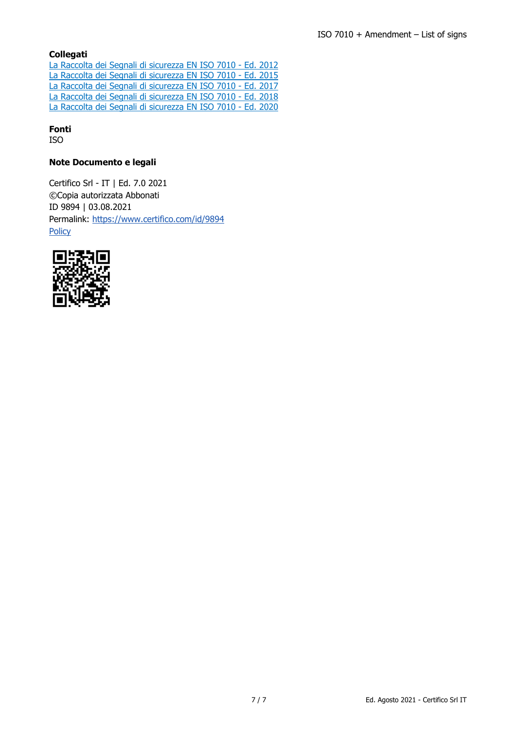**Collegati**
[La Raccolta dei Segnali di sicurezza EN ISO 7010 - Ed. 2012]
[La Raccolta dei Segnali di sicurezza EN ISO 7010 - Ed. 2015]
[La Raccolta dei Segnali di sicurezza EN ISO 7010 - Ed. 2017]
[La Raccolta dei Segnali di sicurezza EN ISO 7010 - Ed. 2018]
[La Raccolta dei Segnali di sicurezza EN ISO 7010 - Ed. 2020]

**Fonti**
ISO

**Note Documento e legali**

Certifico Srl - IT | Ed. 7.0 2021
©Copia autorizzata Abbonati
ID 9894 | 03.08.2021
Permalink: https://www.certifico.com/id/9894
Policy